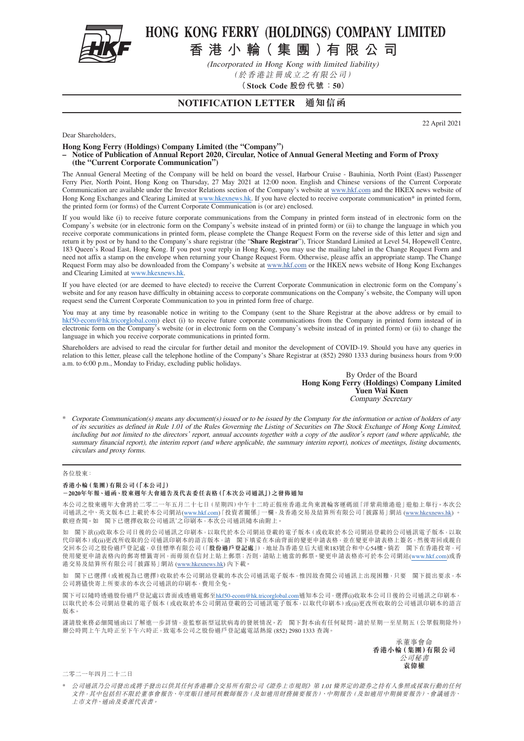# HONG KONG FERRY (HOLDINGS) COMPANY LIMITED

# 香港小輪（集團）有限公司

*(Incorporated in Hong Kong with limited liability)*

*（於香港註冊成立之有限公司）*

**（Stock Code 股份代號：50）**

## NOTIFICATION LETTER 通知信函

22 April 2021

Dear Shareholders,

**Hong Kong Ferry (Holdings) Company Limited (the "Company")**
**– Notice of Publication of Annual Report 2020, Circular, Notice of Annual General Meeting and Form of Proxy (the "Current Corporate Communication")**

The Annual General Meeting of the Company will be held on board the vessel, Harbour Cruise - Bauhinia, North Point (East) Passenger Ferry Pier, North Point, Hong Kong on Thursday, 27 May 2021 at 12:00 noon. English and Chinese versions of the Current Corporate Communication are available under the Investor Relations section of the Company's website at www.hkf.com and the HKEX news website of Hong Kong Exchanges and Clearing Limited at www.hkexnews.hk. If you have elected to receive corporate communication* in printed form, the printed form (or forms) of the Current Corporate Communication is (or are) enclosed.

If you would like (i) to receive future corporate communications from the Company in printed form instead of in electronic form on the Company's website (or in electronic form on the Company's website instead of in printed form) or (ii) to change the language in which you receive corporate communications in printed form, please complete the Change Request Form on the reverse side of this letter and sign and return it by post or by hand to the Company's share registrar (the "**Share Registrar**"), Tricor Standard Limited at Level 54, Hopewell Centre, 183 Queen's Road East, Hong Kong. If you post your reply in Hong Kong, you may use the mailing label in the Change Request Form and need not affix a stamp on the envelope when returning your Change Request Form. Otherwise, please affix an appropriate stamp. The Change Request Form may also be downloaded from the Company's website at www.hkf.com or the HKEX news website of Hong Kong Exchanges and Clearing Limited at www.hkexnews.hk.

If you have elected (or are deemed to have elected) to receive the Current Corporate Communication in electronic form on the Company's website and for any reason have difficulty in obtaining access to corporate communications on the Company's website, the Company will upon request send the Current Corporate Communication to you in printed form free of charge.

You may at any time by reasonable notice in writing to the Company (sent to the Share Registrar at the above address or by email to hkf50-ecom@hk.tricorglobal.com) elect (i) to receive future corporate communications from the Company in printed form instead of in electronic form on the Company's website (or in electronic form on the Company's website instead of in printed form) or (ii) to change the language in which you receive corporate communications in printed form.

Shareholders are advised to read the circular for further detail and monitor the development of COVID-19. Should you have any queries in relation to this letter, please call the telephone hotline of the Company's Share Registrar at (852) 2980 1333 during business hours from 9:00 a.m. to 6:00 p.m., Monday to Friday, excluding public holidays.

By Order of the Board
**Hong Kong Ferry (Holdings) Company Limited**
**Yuen Wai Kuen**
*Company Secretary*

\* *Corporate Communication(s) means any document(s) issued or to be issued by the Company for the information or action of holders of any of its securities as defined in Rule 1.01 of the Rules Governing the Listing of Securities on The Stock Exchange of Hong Kong Limited, including but not limited to the directors' report, annual accounts together with a copy of the auditor's report (and where applicable, the summary financial report), the interim report (and where applicable, the summary interim report), notices of meetings, listing documents, circulars and proxy forms.*

---

各位股東：

**香港小輪（集團）有限公司（「本公司」）**
**－2020年年報、通函、股東週年大會通告及代表委任表格（「本次公司通訊」）之發佈通知**

本公司之股東週年大會將於二零二一年五月二十七日（星期四）中午十二時正假座香港北角東渡輪客運碼頭「洋紫荊維港遊」遊船上舉行。本次公司通訊之中、英文版本已上載於本公司網站(www.hkf.com)「投資者關係」一欄，及香港交易及結算所有限公司「披露易」網站(www.hkexnews.hk)，歡迎查閱。如 閣下已選擇收取公司通訊*之印刷本，本次公司通訊隨本函附上。

如 閣下欲(i)收取本公司日後的公司通訊之印刷本，以取代於本公司網站登載的電子版本（或收取於本公司網站登載的公司通訊電子版本，以取代印刷本）或(ii)更改所收取的公司通訊印刷本的語言版本，請 閣下填妥在本函背面的變更申請表格，並在變更申請表格上簽名，然後寄回或親自交回本公司之股份過戶登記處，卓佳標準有限公司（「**股份過戶登記處**」），地址為香港皇后大道東183號合和中心54樓。倘若 閣下在香港投寄，可使用變更申請表格內的郵寄標籤寄回，而毋須在信封上貼上郵票；否則，請貼上適當的郵票。變更申請表格亦可於本公司網站(www.hkf.com)或香港交易及結算所有限公司「披露易」網站(www.hkexnews.hk)內下載。

如 閣下已選擇（或被視為已選擇）收取於本公司網站登載的本次公司通訊電子版本，惟因故查閱公司通訊上出現困難，只要 閣下提出要求，本公司將儘快寄上所要求的本次公司通訊的印刷本，費用全免。

閣下可以隨時透過股份過戶登記處以書面或透過電郵至hkf50-ecom@hk.tricorglobal.com通知本公司，選擇(i)收取本公司日後的公司通訊之印刷本，以取代於本公司網站登載的電子版本（或收取於本公司網站登載的公司通訊電子版本，以取代印刷本）或(ii)更改所收取的公司通訊印刷本的語言版本。

謹請股東務必細閱通函以了解進一步詳情，並監察新型冠狀病毒的發展情況。若 閣下對本函有任何疑問，請於星期一至星期五（公眾假期除外）辦公時間上午九時正至下午六時正，致電本公司之股份過戶登記處電話熱線(852) 2980 1333查詢。

承董事會命
**香港小輪（集團）有限公司**
*公司秘書*
**袁偉權**

二零二一年四月二十二日

\* *公司通訊乃公司發出或將予發出以供其任何香港聯合交易所有限公司《證券上市規則》第1.01條界定的證券之持有人參照或採取行動的任何文件，其中包括但不限於董事會報告、年度賬目連同核數師報告（及如適用財務摘要報告）、中期報告（及如適用中期摘要報告）、會議通告、上市文件、通函及委派代表書。*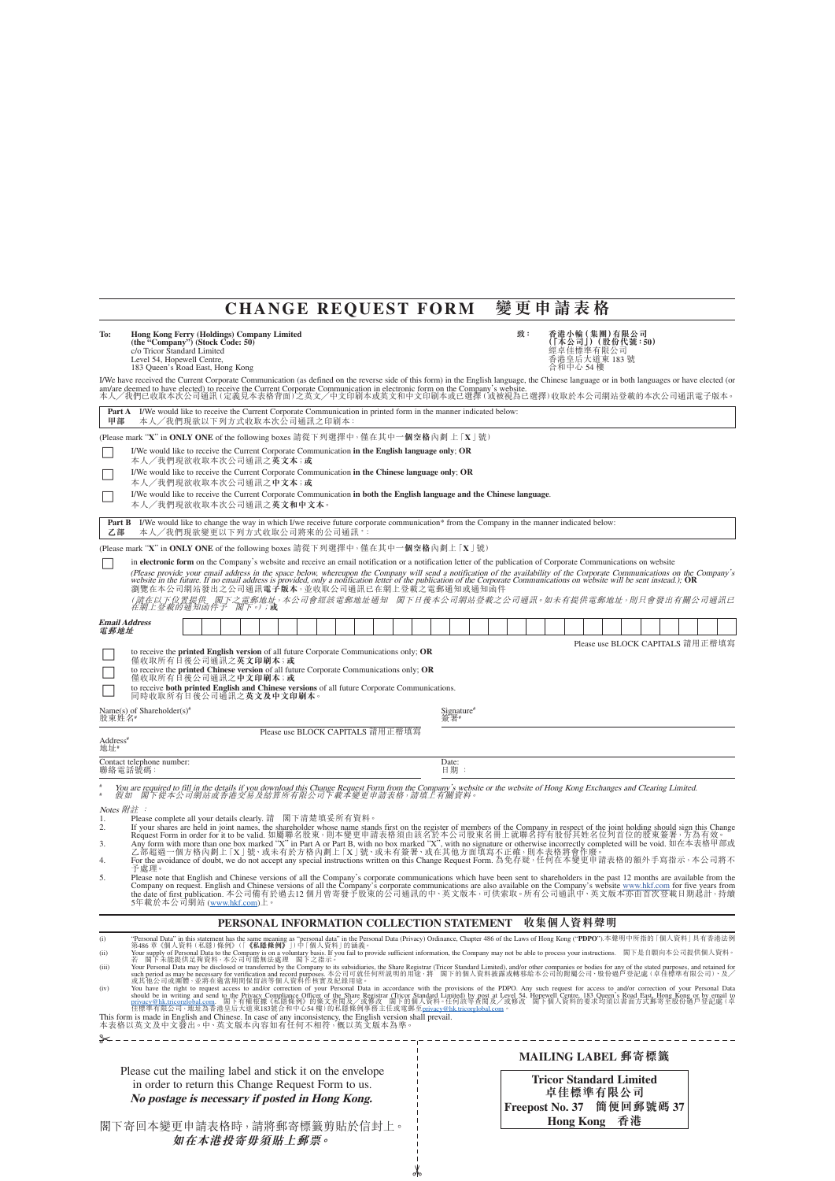# CHANGE REQUEST FORM 變更申請表格

**To:** **Hong Kong Ferry (Holdings) Company Limited**
**(the "Company") (Stock Code: 50)**
c/o Tricor Standard Limited
Level 54, Hopewell Centre,
183 Queen's Road East, Hong Kong

**致：** **香港小輪(集團)有限公司**
**(「本公司」)(股份代號：50)**
經卓佳標準有限公司
香港皇后大道東183號
合和中心54樓

I/We have received the Current Corporate Communication (as defined on the reverse side of this form) in the English language, the Chinese language or in both languages or have elected (or am/are deemed to have elected) to receive the Current Corporate Communication in electronic form on the Company's website.
本人／我們已收取本次公司通訊(定義見本表格背面)之英文／中文印刷本或英文和中文印刷本或已選擇(或被視為已選擇)收取於本公司網站登載的本次公司通訊電子版本。

**Part A 甲部** I/We would like to receive the Current Corporate Communication in printed form in the manner indicated below:
本人／我們現欲以下列方式收取本次公司通訊之印刷本：

(Please mark "X" in **ONLY ONE** of the following boxes 請從下列選擇中，僅在其中**一個**空格內劃上「**X**」號)

☐ I/We would like to receive the Current Corporate Communication **in the English language only**; **OR**
本人／我們現欲收取本次公司通訊之**英文本**；**或**

☐ I/We would like to receive the Current Corporate Communication **in the Chinese language only**; **OR**
本人／我們現欲收取本次公司通訊之**中文本**；**或**

☐ I/We would like to receive the Current Corporate Communication **in both the English language and the Chinese language**.
本人／我們現欲收取本次公司通訊之**英文和中文本**。

**Part B 乙部** I/We would like to change the way in which I/We receive future corporate communication* from the Company in the manner indicated below:
本人／我們現欲變更以下列方式收取公司將來的公司通訊*：

(Please mark "X" in **ONLY ONE** of the following boxes 請從下列選擇中，僅在其中**一個**空格內劃上「**X**」號)

☐ in **electronic form** on the Company's website and receive an email notification or a notification letter of the publication of Corporate Communications on website
*(Please provide your email address in the space below, whereupon the Company will send a notification of the availability of the Corporate Communications on the Company's website in the future. If no email address is provided, only a notification letter of the publication of the Corporate Communications on website will be sent instead.)*; **OR**
瀏覽在本公司網站發出之公司通訊**電子版本**，並收取公司通訊已在網上登載之電郵通知或通知函件
*(請在以下位置提供 閣下之電郵地址，本公司會經該電郵地址通知 閣下日後本公司網站登載之公司通訊。如未有提供電郵地址，則只會發出有關公司通訊已在網上登載的通知函件予 閣下。)*；**或**

***Email Address 電郵地址*** ________________________________________

Please use BLOCK CAPITALS 請用正楷填寫

☐ to receive the **printed English version** of all future Corporate Communications only; **OR**
僅收取所有日後公司通訊之**英文印刷本**；**或**

☐ to receive the **printed Chinese version** of all future Corporate Communications only; **OR**
僅收取所有日後公司通訊之**中文印刷本**；**或**

☐ to receive **both printed English and Chinese versions** of all future Corporate Communications.
同時收取所有日後公司通訊之**英文及中文印刷本**。

Name(s) of Shareholder(s)# 股東姓名# ____________________ Signature# 簽署# ____________________

Please use BLOCK CAPITALS 請用正楷填寫

Address# 地址# ________________________________________

Contact telephone number: 聯絡電話號碼： ____________________ Date: 日期： ____________________

\* *You are required to fill in the details if you download this Change Request Form from the Company's website or the website of Hong Kong Exchanges and Clearing Limited.*
\* *假如 閣下從本公司網站或香港交易及結算所有限公司下載本變更申請表格，請填上有關資料。*

*Notes 附註：*

1. Please complete all your details clearly. 請 閣下清楚填妥所有資料。
2. If your shares are held in joint names, the shareholder whose name stands first on the register of members of the Company in respect of the joint holding should sign this Change Request Form in order for it to be valid. 如屬聯名股東，則本變更申請表格須由該名於本公司股東名冊上就聯名持有股份其姓名位列首位的股東簽署，方為有效。
3. Any form with more than one box marked "X" in Part A or Part B, with no signature or otherwise incorrectly completed will be void. 如在本表格甲部或乙部超過一個方格內劃上「X」號、或未有於方格內劃上「X」號、或未有簽署、或在其他方面填寫不正確，則本表格將會作廢。
4. For the avoidance of doubt, we do not accept any special instructions written on this Change Request Form. 為免存疑，任何在本變更申請表格的額外手寫指示，本公司將不予處理。
5. Please note that English and Chinese versions of all the Company's corporate communications which have been sent to shareholders in the past 12 months are available from the Company on request. English and Chinese versions of all the Company's corporate communications are also available on the Company's website www.hkf.com for five years from the date of first publication. 本公司備有於過去12個月曾寄發予股東的公司通訊的中、英文版本，可供索取。所有公司通訊中、英文版本亦由首次登載日期起計，持續5年載於本公司網站(www.hkf.com)上。

## PERSONAL INFORMATION COLLECTION STATEMENT 收集個人資料聲明

(i) "Personal Data" in this statement has the same meaning as "personal data" in the Personal Data (Privacy) Ordinance, Chapter 486 of the Laws of Hong Kong ("**PDPO**"). 本聲明中所指的「個人資料」具有香港法例第486章《個人資料(私隱)條例》(「**《私隱條例》**」)中「個人資料」的涵義。
(ii) Your supply of Personal Data to the Company is on a voluntary basis. If you fail to provide sufficient information, the Company may not be able to process your instructions. 閣下是自願向本公司提供個人資料。若 閣下未能提供足夠資料，本公司可能無法處理 閣下之指示。
(iii) Your Personal Data may be disclosed or transferred by the Company to its subsidiaries, the Share Registrar (Tricor Standard Limited), and/or other companies or bodies for any of the stated purposes, and retained for such period as may be necessary for verification and record purposes. 本公司可就任何所說明的用途，將 閣下的個人資料披露或轉移給本公司的附屬公司、股份過戶登記處(卓佳標準有限公司)、及／或其他公司或團體，並將在適當期間保留該等個人資料作核實及紀錄用途。
(iv) You have the right to request access to and/or correction of your Personal Data in accordance with the provisions of the PDPO. Any such request for access to and/or correction of your Personal Data should be in writing and send to the Privacy Compliance Officer of the Share Registrar (Tricor Standard Limited) by post at Level 54, Hopewell Centre, 183 Queen's Road East, Hong Kong or by email to privacy@hk.tricorglobal.com. 閣下有權根據《私隱條例》的條文查閱及／或修改 閣下的個人資料。任何該等查閱及／或修改 閣下個人資料的要求均須以書面方式郵寄至股份過戶登記處(卓佳標準有限公司，地址為香港皇后大道東183號合和中心54樓)的私隱條例事務主任或電郵至privacy@hk.tricorglobal.com。

This form is made in English and Chinese. In case of any inconsistency, the English version shall prevail.
本表格以英文及中文發出。中、英文版本內容如有任何不相符，概以英文版本為準。

---

Please cut the mailing label and stick it on the envelope in order to return this Change Request Form to us.
***No postage is necessary if posted in Hong Kong.***

閣下寄回本變更申請表格時，請將郵寄標籤剪貼於信封上。
***如在本港投寄毋須貼上郵票。***

**MAILING LABEL 郵寄標籤**

**Tricor Standard Limited**
**卓佳標準有限公司**
**Freepost No. 37 簡便回郵號碼 37**
**Hong Kong 香港**